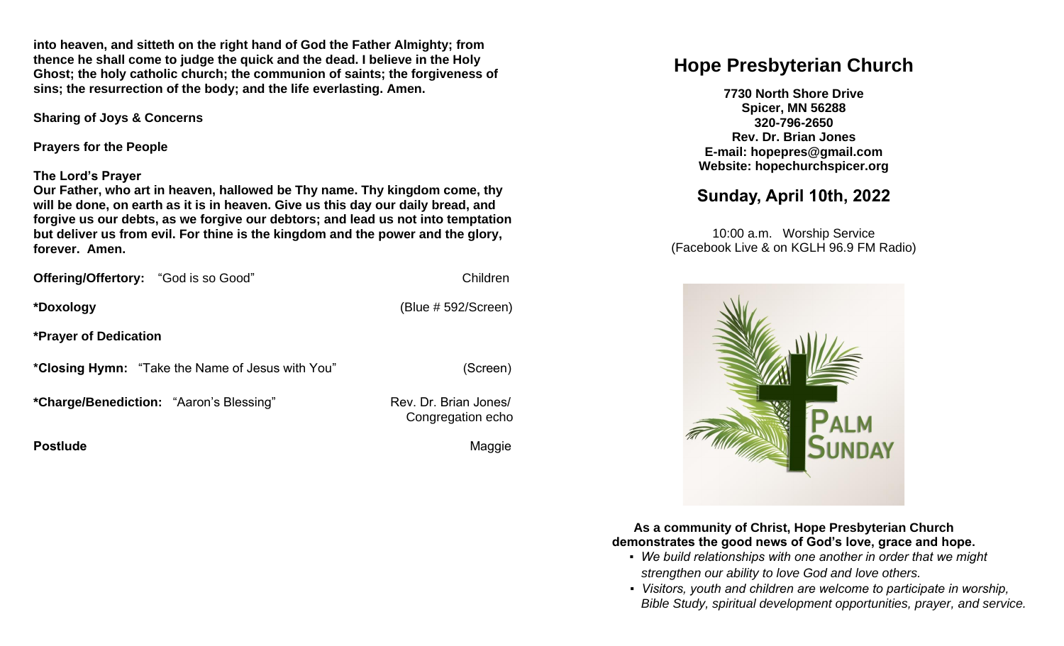**into heaven, and sitteth on the right hand of God the Father Almighty; from thence he shall come to judge the quick and the dead. I believe in the Holy Ghost; the holy catholic church; the communion of saints; the forgiveness of sins; the resurrection of the body; and the life everlasting. Amen.**

**Sharing of Joys & Concerns**

**Prayers for the People**

**The Lord's Prayer**
**Our Father, who art in heaven, hallowed be Thy name. Thy kingdom come, thy will be done, on earth as it is in heaven. Give us this day our daily bread, and forgive us our debts, as we forgive our debtors; and lead us not into temptation but deliver us from evil. For thine is the kingdom and the power and the glory, forever. Amen.**

**Offering/Offertory:** "God is so Good" — Children

**\*Doxology** — (Blue # 592/Screen)

**\*Prayer of Dedication**

**\*Closing Hymn:** "Take the Name of Jesus with You" — (Screen)

**\*Charge/Benediction:** "Aaron's Blessing" — Rev. Dr. Brian Jones/ Congregation echo

**Postlude** — Maggie

# Hope Presbyterian Church

**7730 North Shore Drive**
**Spicer, MN 56288**
**320-796-2650**
**Rev. Dr. Brian Jones**
**E-mail: hopepres@gmail.com**
**Website: hopechurchspicer.org**

## Sunday, April 10th, 2022

10:00 a.m. Worship Service
(Facebook Live & on KGLH 96.9 FM Radio)

PALM SUNDAY

**As a community of Christ, Hope Presbyterian Church demonstrates the good news of God's love, grace and hope.**

- *We build relationships with one another in order that we might strengthen our ability to love God and love others.*
- *Visitors, youth and children are welcome to participate in worship, Bible Study, spiritual development opportunities, prayer, and service.*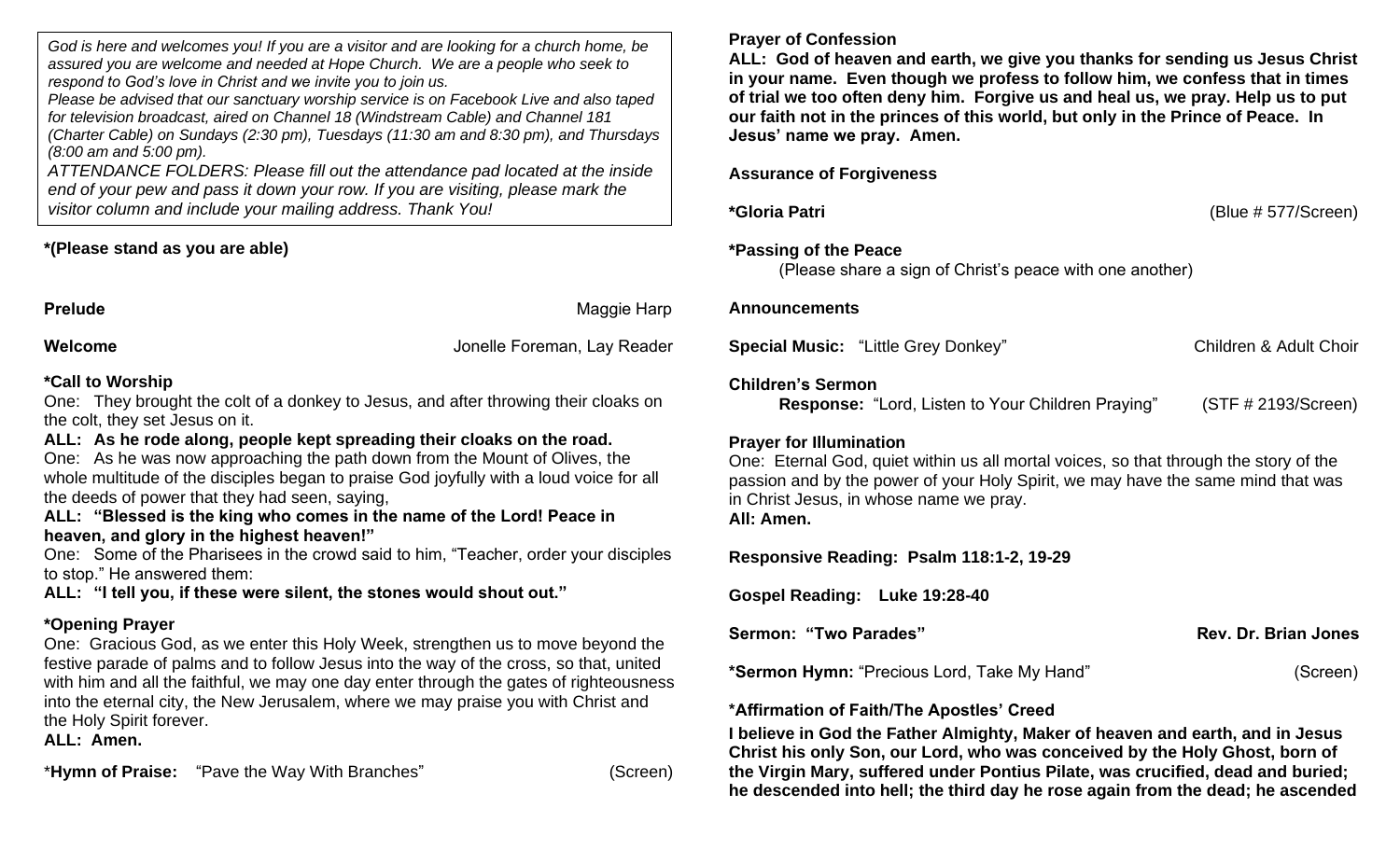*God is here and welcomes you! If you are a visitor and are looking for a church home, be assured you are welcome and needed at Hope Church. We are a people who seek to respond to God's love in Christ and we invite you to join us.*
*Please be advised that our sanctuary worship service is on Facebook Live and also taped for television broadcast, aired on Channel 18 (Windstream Cable) and Channel 181 (Charter Cable) on Sundays (2:30 pm), Tuesdays (11:30 am and 8:30 pm), and Thursdays (8:00 am and 5:00 pm).*
*ATTENDANCE FOLDERS: Please fill out the attendance pad located at the inside end of your pew and pass it down your row. If you are visiting, please mark the visitor column and include your mailing address. Thank You!*

**\*(Please stand as you are able)**

**Prelude** Maggie Harp

**Welcome** Jonelle Foreman, Lay Reader

**\*Call to Worship**
One: They brought the colt of a donkey to Jesus, and after throwing their cloaks on the colt, they set Jesus on it.
**ALL: As he rode along, people kept spreading their cloaks on the road.**
One: As he was now approaching the path down from the Mount of Olives, the whole multitude of the disciples began to praise God joyfully with a loud voice for all the deeds of power that they had seen, saying,
**ALL: "Blessed is the king who comes in the name of the Lord! Peace in heaven, and glory in the highest heaven!"**
One: Some of the Pharisees in the crowd said to him, "Teacher, order your disciples to stop." He answered them:
**ALL: "I tell you, if these were silent, the stones would shout out."**

**\*Opening Prayer**
One: Gracious God, as we enter this Holy Week, strengthen us to move beyond the festive parade of palms and to follow Jesus into the way of the cross, so that, united with him and all the faithful, we may one day enter through the gates of righteousness into the eternal city, the New Jerusalem, where we may praise you with Christ and the Holy Spirit forever.
**ALL: Amen.**

\***Hymn of Praise:** "Pave the Way With Branches" (Screen)

**Prayer of Confession**
**ALL: God of heaven and earth, we give you thanks for sending us Jesus Christ in your name. Even though we profess to follow him, we confess that in times of trial we too often deny him. Forgive us and heal us, we pray. Help us to put our faith not in the princes of this world, but only in the Prince of Peace. In Jesus' name we pray. Amen.**

**Assurance of Forgiveness**

**\*Gloria Patri** (Blue # 577/Screen)

**\*Passing of the Peace**
(Please share a sign of Christ's peace with one another)

**Announcements**

**Special Music:** "Little Grey Donkey" Children & Adult Choir

**Children's Sermon**
**Response:** "Lord, Listen to Your Children Praying" (STF # 2193/Screen)

**Prayer for Illumination**
One: Eternal God, quiet within us all mortal voices, so that through the story of the passion and by the power of your Holy Spirit, we may have the same mind that was in Christ Jesus, in whose name we pray.
**All: Amen.**

**Responsive Reading: Psalm 118:1-2, 19-29**

**Gospel Reading: Luke 19:28-40**

**Sermon: "Two Parades" Rev. Dr. Brian Jones**

**\*Sermon Hymn:** "Precious Lord, Take My Hand" (Screen)

**\*Affirmation of Faith/The Apostles' Creed**
**I believe in God the Father Almighty, Maker of heaven and earth, and in Jesus Christ his only Son, our Lord, who was conceived by the Holy Ghost, born of the Virgin Mary, suffered under Pontius Pilate, was crucified, dead and buried; he descended into hell; the third day he rose again from the dead; he ascended**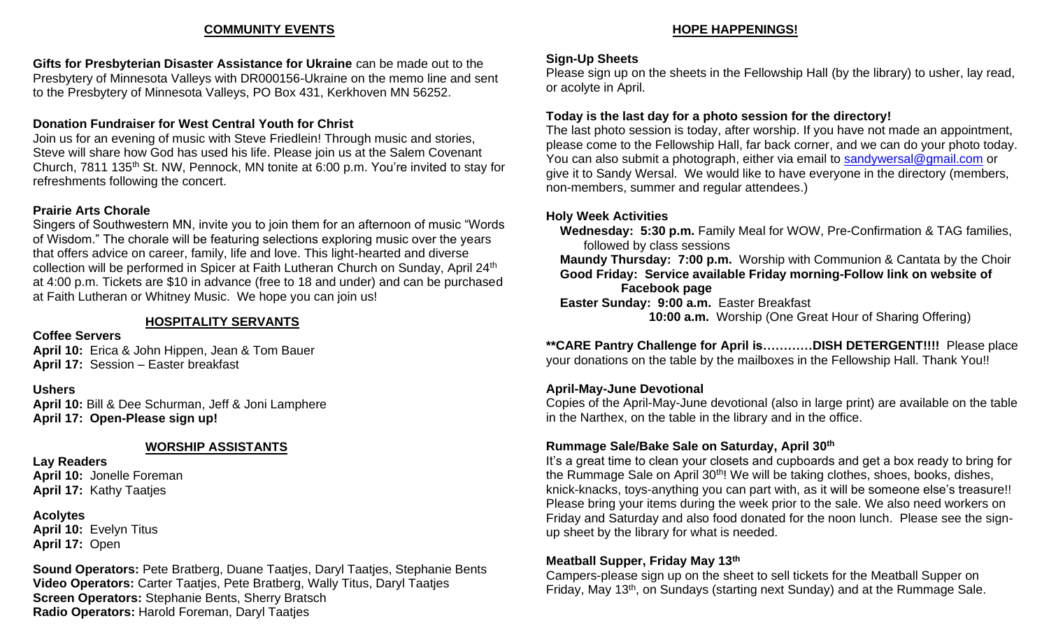## COMMUNITY EVENTS

**Gifts for Presbyterian Disaster Assistance for Ukraine** can be made out to the Presbytery of Minnesota Valleys with DR000156-Ukraine on the memo line and sent to the Presbytery of Minnesota Valleys, PO Box 431, Kerkhoven MN 56252.

**Donation Fundraiser for West Central Youth for Christ**
Join us for an evening of music with Steve Friedlein! Through music and stories, Steve will share how God has used his life. Please join us at the Salem Covenant Church, 7811 135th St. NW, Pennock, MN tonite at 6:00 p.m. You're invited to stay for refreshments following the concert.

**Prairie Arts Chorale**
Singers of Southwestern MN, invite you to join them for an afternoon of music "Words of Wisdom." The chorale will be featuring selections exploring music over the years that offers advice on career, family, life and love. This light-hearted and diverse collection will be performed in Spicer at Faith Lutheran Church on Sunday, April 24th at 4:00 p.m. Tickets are $10 in advance (free to 18 and under) and can be purchased at Faith Lutheran or Whitney Music. We hope you can join us!

## HOSPITALITY SERVANTS

**Coffee Servers**
**April 10:** Erica & John Hippen, Jean & Tom Bauer
**April 17:** Session – Easter breakfast

**Ushers**
**April 10:** Bill & Dee Schurman, Jeff & Joni Lamphere
**April 17: Open-Please sign up!**

## WORSHIP ASSISTANTS

**Lay Readers**
**April 10:** Jonelle Foreman
**April 17:** Kathy Taatjes

**Acolytes**
**April 10:** Evelyn Titus
**April 17:** Open

**Sound Operators:** Pete Bratberg, Duane Taatjes, Daryl Taatjes, Stephanie Bents
**Video Operators:** Carter Taatjes, Pete Bratberg, Wally Titus, Daryl Taatjes
**Screen Operators:** Stephanie Bents, Sherry Bratsch
**Radio Operators:** Harold Foreman, Daryl Taatjes

## HOPE HAPPENINGS!

**Sign-Up Sheets**
Please sign up on the sheets in the Fellowship Hall (by the library) to usher, lay read, or acolyte in April.

**Today is the last day for a photo session for the directory!**
The last photo session is today, after worship. If you have not made an appointment, please come to the Fellowship Hall, far back corner, and we can do your photo today. You can also submit a photograph, either via email to sandywersal@gmail.com or give it to Sandy Wersal. We would like to have everyone in the directory (members, non-members, summer and regular attendees.)

**Holy Week Activities**
- **Wednesday: 5:30 p.m.** Family Meal for WOW, Pre-Confirmation & TAG families, followed by class sessions
- **Maundy Thursday: 7:00 p.m.** Worship with Communion & Cantata by the Choir
- **Good Friday: Service available Friday morning-Follow link on website of Facebook page**
- **Easter Sunday: 9:00 a.m.** Easter Breakfast
  **10:00 a.m.** Worship (One Great Hour of Sharing Offering)

**\*\*CARE Pantry Challenge for April is…………DISH DETERGENT!!!!** Please place your donations on the table by the mailboxes in the Fellowship Hall. Thank You!!

**April-May-June Devotional**
Copies of the April-May-June devotional (also in large print) are available on the table in the Narthex, on the table in the library and in the office.

**Rummage Sale/Bake Sale on Saturday, April 30th**
It's a great time to clean your closets and cupboards and get a box ready to bring for the Rummage Sale on April 30th! We will be taking clothes, shoes, books, dishes, knick-knacks, toys-anything you can part with, as it will be someone else's treasure!! Please bring your items during the week prior to the sale. We also need workers on Friday and Saturday and also food donated for the noon lunch. Please see the sign-up sheet by the library for what is needed.

**Meatball Supper, Friday May 13th**
Campers-please sign up on the sheet to sell tickets for the Meatball Supper on Friday, May 13th, on Sundays (starting next Sunday) and at the Rummage Sale.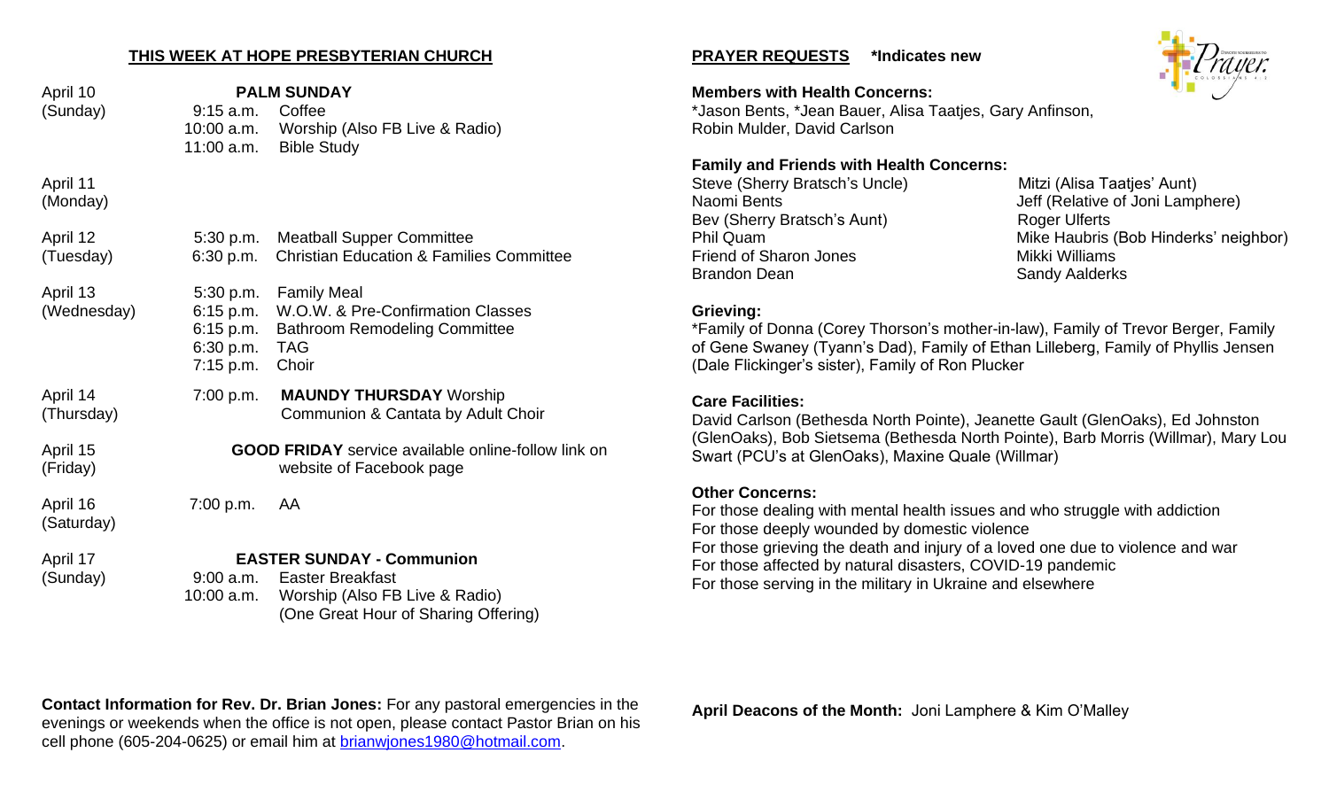## THIS WEEK AT HOPE PRESBYTERIAN CHURCH

| | | |
|---|---|---|
| April 10 (Sunday) | | **PALM SUNDAY** |
| | 9:15 a.m. | Coffee |
| | 10:00 a.m. | Worship (Also FB Live & Radio) |
| | 11:00 a.m. | Bible Study |
| April 11 (Monday) | | |
| April 12 (Tuesday) | 5:30 p.m. | Meatball Supper Committee |
| | 6:30 p.m. | Christian Education & Families Committee |
| April 13 (Wednesday) | 5:30 p.m. | Family Meal |
| | 6:15 p.m. | W.O.W. & Pre-Confirmation Classes |
| | 6:15 p.m. | Bathroom Remodeling Committee |
| | 6:30 p.m. | TAG |
| | 7:15 p.m. | Choir |
| April 14 (Thursday) | 7:00 p.m. | **MAUNDY THURSDAY** Worship Communion & Cantata by Adult Choir |
| April 15 (Friday) | | **GOOD FRIDAY** service available online-follow link on website of Facebook page |
| April 16 (Saturday) | 7:00 p.m. | AA |
| April 17 (Sunday) | | **EASTER SUNDAY - Communion** |
| | 9:00 a.m. | Easter Breakfast |
| | 10:00 a.m. | Worship (Also FB Live & Radio) (One Great Hour of Sharing Offering) |

**Contact Information for Rev. Dr. Brian Jones:** For any pastoral emergencies in the evenings or weekends when the office is not open, please contact Pastor Brian on his cell phone (605-204-0625) or email him at brianwjones1980@hotmail.com.

## PRAYER REQUESTS *Indicates new

**Members with Health Concerns:**
*Jason Bents, *Jean Bauer, Alisa Taatjes, Gary Anfinson, Robin Mulder, David Carlson

**Family and Friends with Health Concerns:**

| | |
|---|---|
| Steve (Sherry Bratsch's Uncle) | Mitzi (Alisa Taatjes' Aunt) |
| Naomi Bents | Jeff (Relative of Joni Lamphere) |
| Bev (Sherry Bratsch's Aunt) | Roger Ulferts |
| Phil Quam | Mike Haubris (Bob Hinderks' neighbor) |
| Friend of Sharon Jones | Mikki Williams |
| Brandon Dean | Sandy Aalderks |

**Grieving:**
*Family of Donna (Corey Thorson's mother-in-law), Family of Trevor Berger, Family of Gene Swaney (Tyann's Dad), Family of Ethan Lilleberg, Family of Phyllis Jensen (Dale Flickinger's sister), Family of Ron Plucker

**Care Facilities:**
David Carlson (Bethesda North Pointe), Jeanette Gault (GlenOaks), Ed Johnston (GlenOaks), Bob Sietsema (Bethesda North Pointe), Barb Morris (Willmar), Mary Lou Swart (PCU's at GlenOaks), Maxine Quale (Willmar)

**Other Concerns:**
For those dealing with mental health issues and who struggle with addiction
For those deeply wounded by domestic violence
For those grieving the death and injury of a loved one due to violence and war
For those affected by natural disasters, COVID-19 pandemic
For those serving in the military in Ukraine and elsewhere

**April Deacons of the Month:** Joni Lamphere & Kim O'Malley